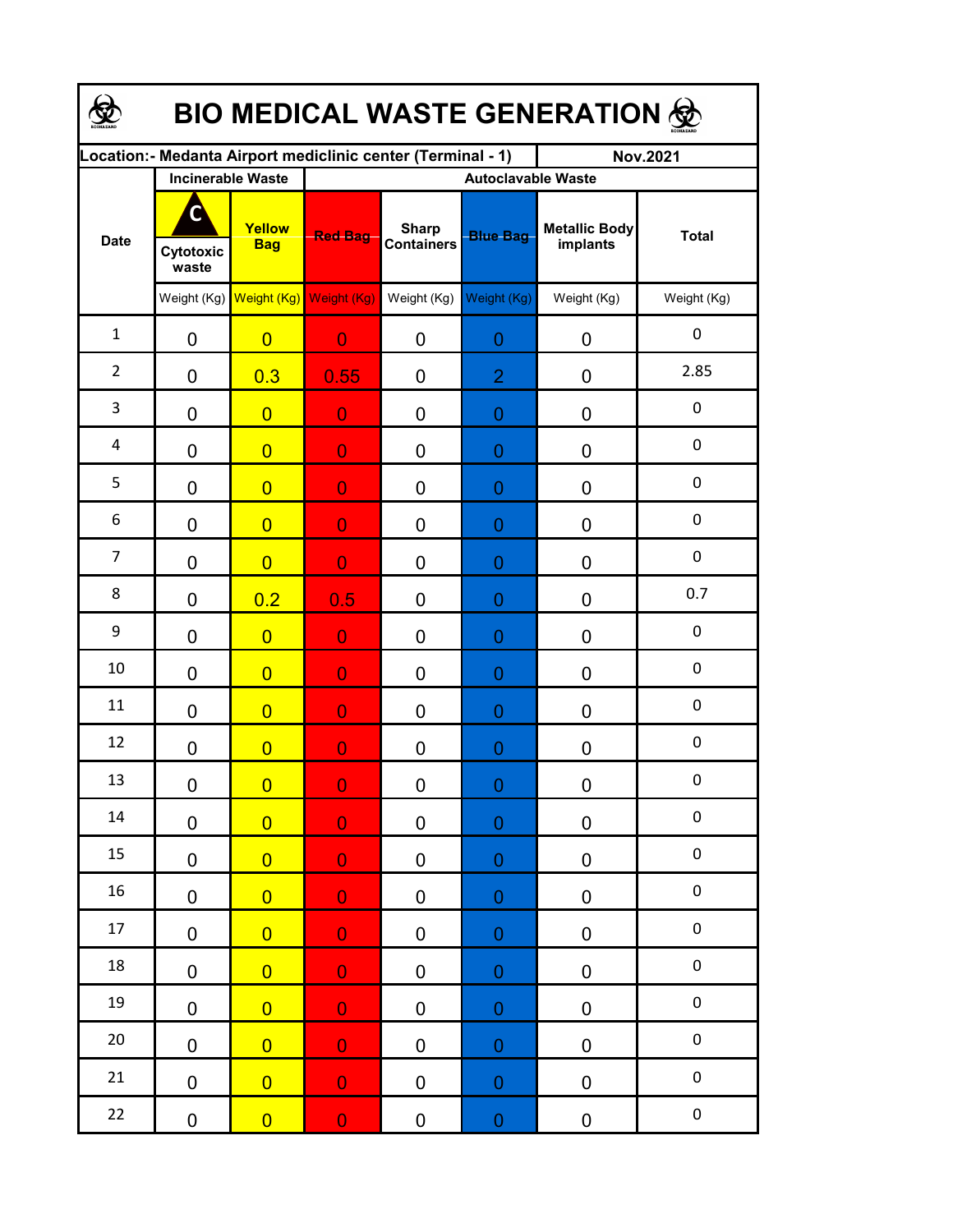# BIO MEDICAL WASTE GENERATION

| Location:- Medanta Airport mediclinic center (Terminal - 1) | | | | | | | Nov.2021 |
|---|---|---|---|---|---|---|---|
| Date | Incinerable Waste | | Autoclavable Waste | | | | |
| | Cytotoxic waste | Yellow Bag | Red Bag | Sharp Containers | Blue Bag | Metallic Body implants | Total |
| | Weight (Kg) | Weight (Kg) | Weight (Kg) | Weight (Kg) | Weight (Kg) | Weight (Kg) | Weight (Kg) |
| 1 | 0 | 0 | 0 | 0 | 0 | 0 | 0 |
| 2 | 0 | 0.3 | 0.55 | 0 | 2 | 0 | 2.85 |
| 3 | 0 | 0 | 0 | 0 | 0 | 0 | 0 |
| 4 | 0 | 0 | 0 | 0 | 0 | 0 | 0 |
| 5 | 0 | 0 | 0 | 0 | 0 | 0 | 0 |
| 6 | 0 | 0 | 0 | 0 | 0 | 0 | 0 |
| 7 | 0 | 0 | 0 | 0 | 0 | 0 | 0 |
| 8 | 0 | 0.2 | 0.5 | 0 | 0 | 0 | 0.7 |
| 9 | 0 | 0 | 0 | 0 | 0 | 0 | 0 |
| 10 | 0 | 0 | 0 | 0 | 0 | 0 | 0 |
| 11 | 0 | 0 | 0 | 0 | 0 | 0 | 0 |
| 12 | 0 | 0 | 0 | 0 | 0 | 0 | 0 |
| 13 | 0 | 0 | 0 | 0 | 0 | 0 | 0 |
| 14 | 0 | 0 | 0 | 0 | 0 | 0 | 0 |
| 15 | 0 | 0 | 0 | 0 | 0 | 0 | 0 |
| 16 | 0 | 0 | 0 | 0 | 0 | 0 | 0 |
| 17 | 0 | 0 | 0 | 0 | 0 | 0 | 0 |
| 18 | 0 | 0 | 0 | 0 | 0 | 0 | 0 |
| 19 | 0 | 0 | 0 | 0 | 0 | 0 | 0 |
| 20 | 0 | 0 | 0 | 0 | 0 | 0 | 0 |
| 21 | 0 | 0 | 0 | 0 | 0 | 0 | 0 |
| 22 | 0 | 0 | 0 | 0 | 0 | 0 | 0 |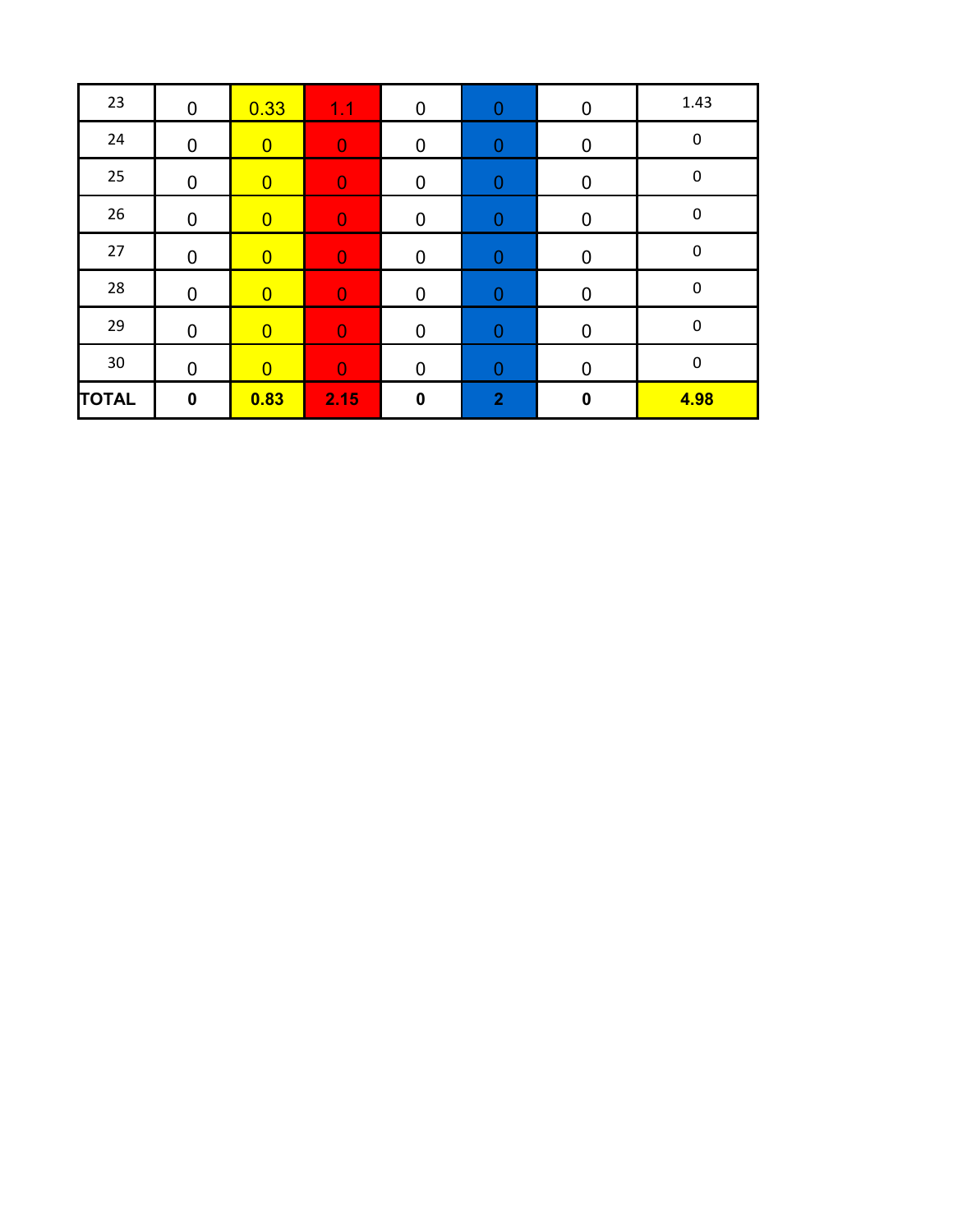| | | | | | | | |
|---|---|---|---|---|---|---|---|
| 23 | 0 | 0.33 | 1.1 | 0 | 0 | 0 | 1.43 |
| 24 | 0 | 0 | 0 | 0 | 0 | 0 | 0 |
| 25 | 0 | 0 | 0 | 0 | 0 | 0 | 0 |
| 26 | 0 | 0 | 0 | 0 | 0 | 0 | 0 |
| 27 | 0 | 0 | 0 | 0 | 0 | 0 | 0 |
| 28 | 0 | 0 | 0 | 0 | 0 | 0 | 0 |
| 29 | 0 | 0 | 0 | 0 | 0 | 0 | 0 |
| 30 | 0 | 0 | 0 | 0 | 0 | 0 | 0 |
| **TOTAL** | **0** | **0.83** | **2.15** | **0** | **2** | **0** | **4.98** |